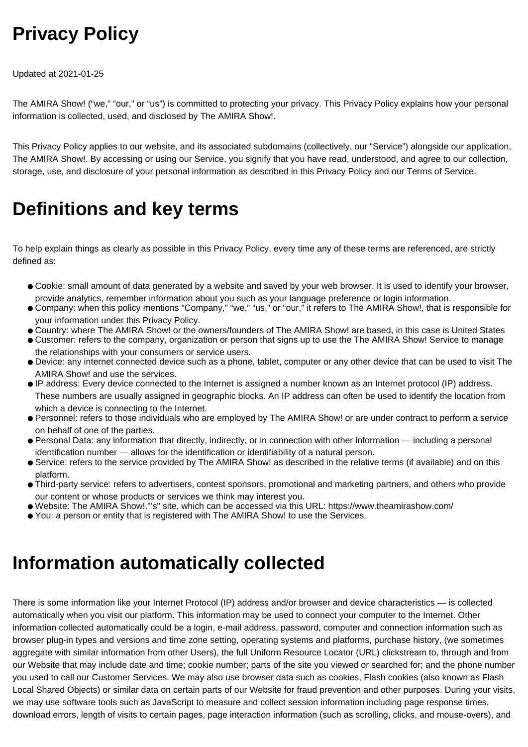# Privacy Policy

Updated at 2021-01-25

The AMIRA Show! ("we," "our," or "us") is committed to protecting your privacy. This Privacy Policy explains how your personal information is collected, used, and disclosed by The AMIRA Show!.

This Privacy Policy applies to our website, and its associated subdomains (collectively, our "Service") alongside our application, The AMIRA Show!. By accessing or using our Service, you signify that you have read, understood, and agree to our collection, storage, use, and disclosure of your personal information as described in this Privacy Policy and our Terms of Service.

# Definitions and key terms

To help explain things as clearly as possible in this Privacy Policy, every time any of these terms are referenced, are strictly defined as:

- Cookie: small amount of data generated by a website and saved by your web browser. It is used to identify your browser, provide analytics, remember information about you such as your language preference or login information.
- Company: when this policy mentions "Company," "we," "us," or "our," it refers to The AMIRA Show!, that is responsible for your information under this Privacy Policy.
- Country: where The AMIRA Show! or the owners/founders of The AMIRA Show! are based, in this case is United States
- Customer: refers to the company, organization or person that signs up to use the The AMIRA Show! Service to manage the relationships with your consumers or service users.
- Device: any internet connected device such as a phone, tablet, computer or any other device that can be used to visit The AMIRA Show! and use the services.
- IP address: Every device connected to the Internet is assigned a number known as an Internet protocol (IP) address. These numbers are usually assigned in geographic blocks. An IP address can often be used to identify the location from which a device is connecting to the Internet.
- Personnel: refers to those individuals who are employed by The AMIRA Show! or are under contract to perform a service on behalf of one of the parties.
- Personal Data: any information that directly, indirectly, or in connection with other information — including a personal identification number — allows for the identification or identifiability of a natural person.
- Service: refers to the service provided by The AMIRA Show! as described in the relative terms (if available) and on this platform.
- Third-party service: refers to advertisers, contest sponsors, promotional and marketing partners, and others who provide our content or whose products or services we think may interest you.
- Website: The AMIRA Show!."'s" site, which can be accessed via this URL: https://www.theamirashow.com/
- You: a person or entity that is registered with The AMIRA Show! to use the Services.

# Information automatically collected

There is some information like your Internet Protocol (IP) address and/or browser and device characteristics — is collected automatically when you visit our platform. This information may be used to connect your computer to the Internet. Other information collected automatically could be a login, e-mail address, password, computer and connection information such as browser plug-in types and versions and time zone setting, operating systems and platforms, purchase history, (we sometimes aggregate with similar information from other Users), the full Uniform Resource Locator (URL) clickstream to, through and from our Website that may include date and time; cookie number; parts of the site you viewed or searched for; and the phone number you used to call our Customer Services. We may also use browser data such as cookies, Flash cookies (also known as Flash Local Shared Objects) or similar data on certain parts of our Website for fraud prevention and other purposes. During your visits, we may use software tools such as JavaScript to measure and collect session information including page response times, download errors, length of visits to certain pages, page interaction information (such as scrolling, clicks, and mouse-overs), and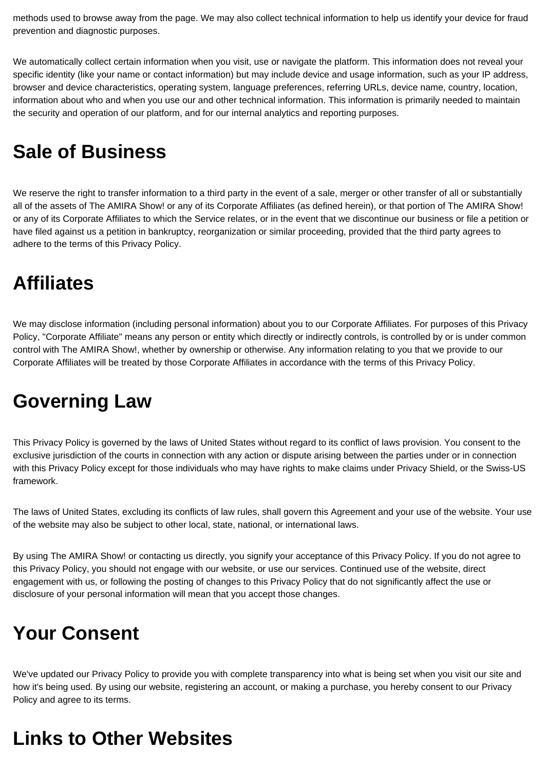methods used to browse away from the page. We may also collect technical information to help us identify your device for fraud prevention and diagnostic purposes.

We automatically collect certain information when you visit, use or navigate the platform. This information does not reveal your specific identity (like your name or contact information) but may include device and usage information, such as your IP address, browser and device characteristics, operating system, language preferences, referring URLs, device name, country, location, information about who and when you use our and other technical information. This information is primarily needed to maintain the security and operation of our platform, and for our internal analytics and reporting purposes.

# Sale of Business

We reserve the right to transfer information to a third party in the event of a sale, merger or other transfer of all or substantially all of the assets of The AMIRA Show! or any of its Corporate Affiliates (as defined herein), or that portion of The AMIRA Show! or any of its Corporate Affiliates to which the Service relates, or in the event that we discontinue our business or file a petition or have filed against us a petition in bankruptcy, reorganization or similar proceeding, provided that the third party agrees to adhere to the terms of this Privacy Policy.

# Affiliates

We may disclose information (including personal information) about you to our Corporate Affiliates. For purposes of this Privacy Policy, "Corporate Affiliate" means any person or entity which directly or indirectly controls, is controlled by or is under common control with The AMIRA Show!, whether by ownership or otherwise. Any information relating to you that we provide to our Corporate Affiliates will be treated by those Corporate Affiliates in accordance with the terms of this Privacy Policy.

# Governing Law

This Privacy Policy is governed by the laws of United States without regard to its conflict of laws provision. You consent to the exclusive jurisdiction of the courts in connection with any action or dispute arising between the parties under or in connection with this Privacy Policy except for those individuals who may have rights to make claims under Privacy Shield, or the Swiss-US framework.

The laws of United States, excluding its conflicts of law rules, shall govern this Agreement and your use of the website. Your use of the website may also be subject to other local, state, national, or international laws.

By using The AMIRA Show! or contacting us directly, you signify your acceptance of this Privacy Policy. If you do not agree to this Privacy Policy, you should not engage with our website, or use our services. Continued use of the website, direct engagement with us, or following the posting of changes to this Privacy Policy that do not significantly affect the use or disclosure of your personal information will mean that you accept those changes.

# Your Consent

We've updated our Privacy Policy to provide you with complete transparency into what is being set when you visit our site and how it's being used. By using our website, registering an account, or making a purchase, you hereby consent to our Privacy Policy and agree to its terms.

# Links to Other Websites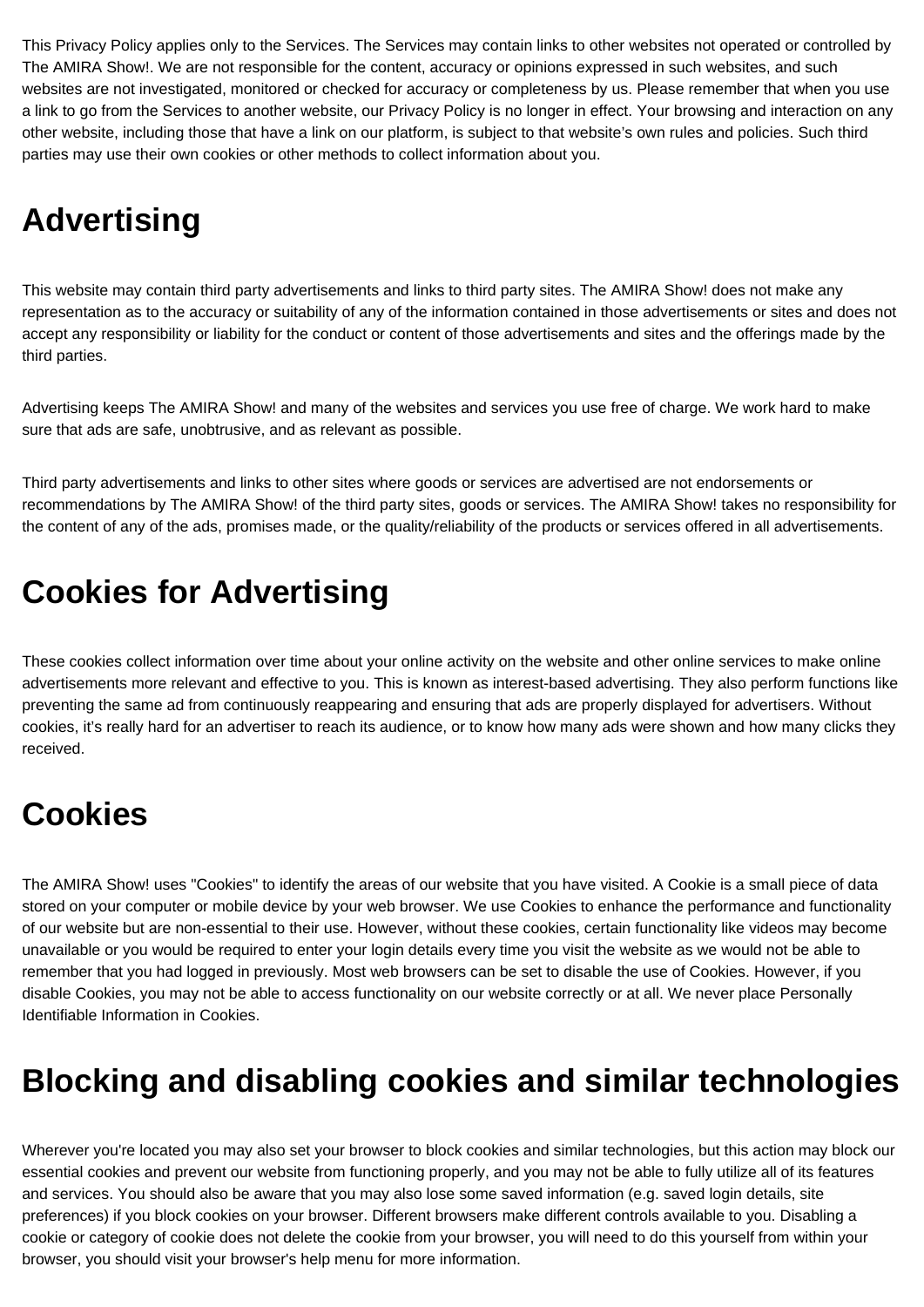This Privacy Policy applies only to the Services. The Services may contain links to other websites not operated or controlled by The AMIRA Show!. We are not responsible for the content, accuracy or opinions expressed in such websites, and such websites are not investigated, monitored or checked for accuracy or completeness by us. Please remember that when you use a link to go from the Services to another website, our Privacy Policy is no longer in effect. Your browsing and interaction on any other website, including those that have a link on our platform, is subject to that website's own rules and policies. Such third parties may use their own cookies or other methods to collect information about you.

## Advertising

This website may contain third party advertisements and links to third party sites. The AMIRA Show! does not make any representation as to the accuracy or suitability of any of the information contained in those advertisements or sites and does not accept any responsibility or liability for the conduct or content of those advertisements and sites and the offerings made by the third parties.

Advertising keeps The AMIRA Show! and many of the websites and services you use free of charge. We work hard to make sure that ads are safe, unobtrusive, and as relevant as possible.

Third party advertisements and links to other sites where goods or services are advertised are not endorsements or recommendations by The AMIRA Show! of the third party sites, goods or services. The AMIRA Show! takes no responsibility for the content of any of the ads, promises made, or the quality/reliability of the products or services offered in all advertisements.

## Cookies for Advertising

These cookies collect information over time about your online activity on the website and other online services to make online advertisements more relevant and effective to you. This is known as interest-based advertising. They also perform functions like preventing the same ad from continuously reappearing and ensuring that ads are properly displayed for advertisers. Without cookies, it's really hard for an advertiser to reach its audience, or to know how many ads were shown and how many clicks they received.

## Cookies

The AMIRA Show! uses "Cookies" to identify the areas of our website that you have visited. A Cookie is a small piece of data stored on your computer or mobile device by your web browser. We use Cookies to enhance the performance and functionality of our website but are non-essential to their use. However, without these cookies, certain functionality like videos may become unavailable or you would be required to enter your login details every time you visit the website as we would not be able to remember that you had logged in previously. Most web browsers can be set to disable the use of Cookies. However, if you disable Cookies, you may not be able to access functionality on our website correctly or at all. We never place Personally Identifiable Information in Cookies.

## Blocking and disabling cookies and similar technologies

Wherever you're located you may also set your browser to block cookies and similar technologies, but this action may block our essential cookies and prevent our website from functioning properly, and you may not be able to fully utilize all of its features and services. You should also be aware that you may also lose some saved information (e.g. saved login details, site preferences) if you block cookies on your browser. Different browsers make different controls available to you. Disabling a cookie or category of cookie does not delete the cookie from your browser, you will need to do this yourself from within your browser, you should visit your browser's help menu for more information.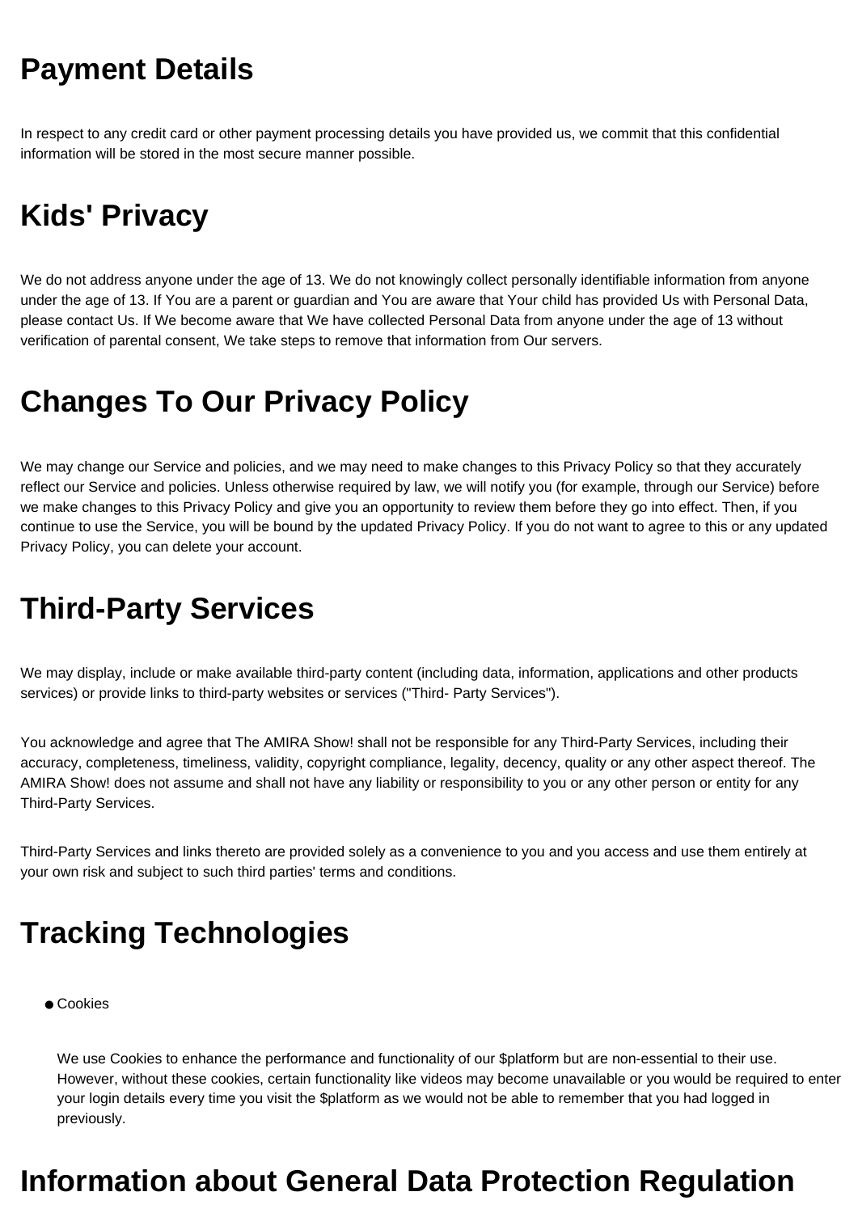# Payment Details

In respect to any credit card or other payment processing details you have provided us, we commit that this confidential information will be stored in the most secure manner possible.

# Kids' Privacy

We do not address anyone under the age of 13. We do not knowingly collect personally identifiable information from anyone under the age of 13. If You are a parent or guardian and You are aware that Your child has provided Us with Personal Data, please contact Us. If We become aware that We have collected Personal Data from anyone under the age of 13 without verification of parental consent, We take steps to remove that information from Our servers.

# Changes To Our Privacy Policy

We may change our Service and policies, and we may need to make changes to this Privacy Policy so that they accurately reflect our Service and policies. Unless otherwise required by law, we will notify you (for example, through our Service) before we make changes to this Privacy Policy and give you an opportunity to review them before they go into effect. Then, if you continue to use the Service, you will be bound by the updated Privacy Policy. If you do not want to agree to this or any updated Privacy Policy, you can delete your account.

# Third-Party Services

We may display, include or make available third-party content (including data, information, applications and other products services) or provide links to third-party websites or services ("Third- Party Services").

You acknowledge and agree that The AMIRA Show! shall not be responsible for any Third-Party Services, including their accuracy, completeness, timeliness, validity, copyright compliance, legality, decency, quality or any other aspect thereof. The AMIRA Show! does not assume and shall not have any liability or responsibility to you or any other person or entity for any Third-Party Services.

Third-Party Services and links thereto are provided solely as a convenience to you and you access and use them entirely at your own risk and subject to such third parties' terms and conditions.

# Tracking Technologies

- Cookies

  We use Cookies to enhance the performance and functionality of our $platform but are non-essential to their use. However, without these cookies, certain functionality like videos may become unavailable or you would be required to enter your login details every time you visit the $platform as we would not be able to remember that you had logged in previously.

# Information about General Data Protection Regulation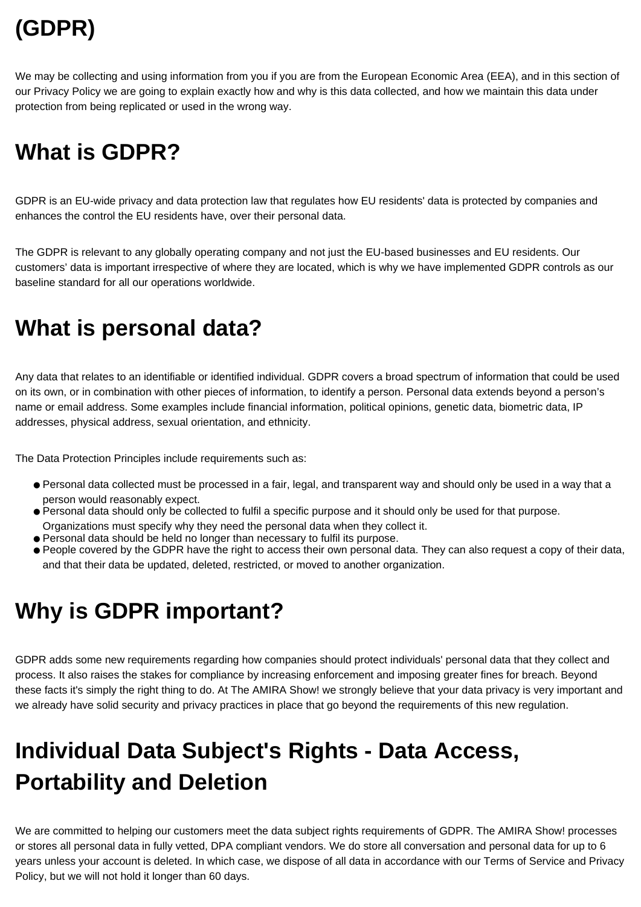# (GDPR)

We may be collecting and using information from you if you are from the European Economic Area (EEA), and in this section of our Privacy Policy we are going to explain exactly how and why is this data collected, and how we maintain this data under protection from being replicated or used in the wrong way.

# What is GDPR?

GDPR is an EU-wide privacy and data protection law that regulates how EU residents' data is protected by companies and enhances the control the EU residents have, over their personal data.

The GDPR is relevant to any globally operating company and not just the EU-based businesses and EU residents. Our customers' data is important irrespective of where they are located, which is why we have implemented GDPR controls as our baseline standard for all our operations worldwide.

# What is personal data?

Any data that relates to an identifiable or identified individual. GDPR covers a broad spectrum of information that could be used on its own, or in combination with other pieces of information, to identify a person. Personal data extends beyond a person's name or email address. Some examples include financial information, political opinions, genetic data, biometric data, IP addresses, physical address, sexual orientation, and ethnicity.

The Data Protection Principles include requirements such as:

- Personal data collected must be processed in a fair, legal, and transparent way and should only be used in a way that a person would reasonably expect.
- Personal data should only be collected to fulfil a specific purpose and it should only be used for that purpose. Organizations must specify why they need the personal data when they collect it.
- Personal data should be held no longer than necessary to fulfil its purpose.
- People covered by the GDPR have the right to access their own personal data. They can also request a copy of their data, and that their data be updated, deleted, restricted, or moved to another organization.

# Why is GDPR important?

GDPR adds some new requirements regarding how companies should protect individuals' personal data that they collect and process. It also raises the stakes for compliance by increasing enforcement and imposing greater fines for breach. Beyond these facts it's simply the right thing to do. At The AMIRA Show! we strongly believe that your data privacy is very important and we already have solid security and privacy practices in place that go beyond the requirements of this new regulation.

# Individual Data Subject's Rights - Data Access, Portability and Deletion

We are committed to helping our customers meet the data subject rights requirements of GDPR. The AMIRA Show! processes or stores all personal data in fully vetted, DPA compliant vendors. We do store all conversation and personal data for up to 6 years unless your account is deleted. In which case, we dispose of all data in accordance with our Terms of Service and Privacy Policy, but we will not hold it longer than 60 days.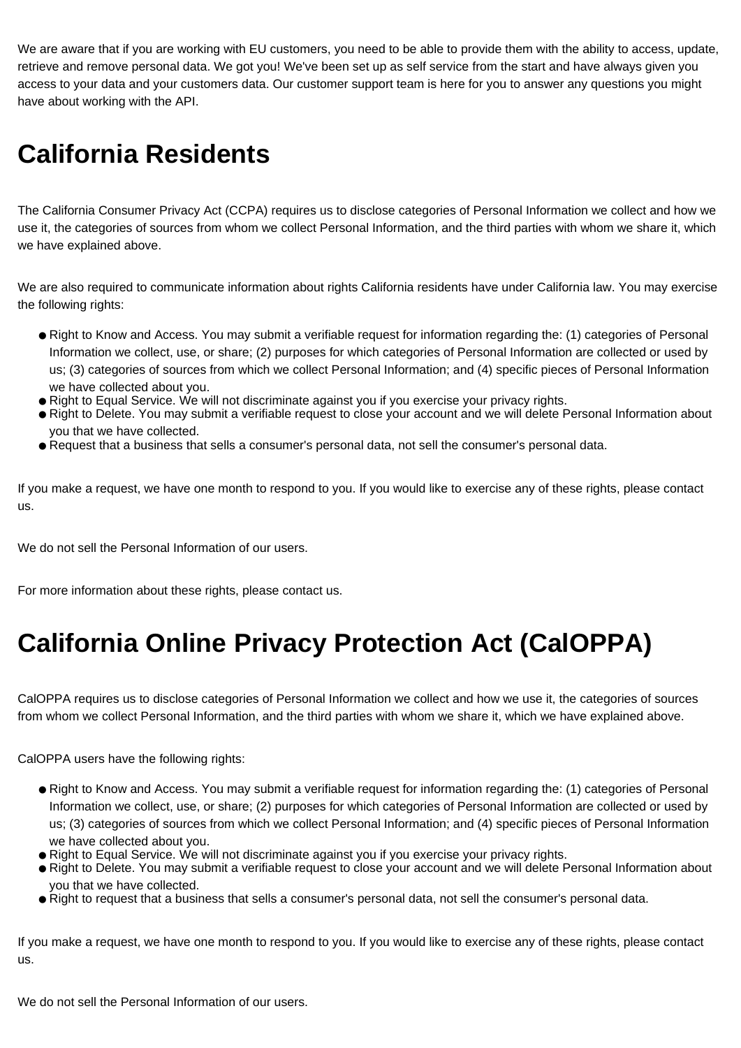We are aware that if you are working with EU customers, you need to be able to provide them with the ability to access, update, retrieve and remove personal data. We got you! We've been set up as self service from the start and have always given you access to your data and your customers data. Our customer support team is here for you to answer any questions you might have about working with the API.

# California Residents

The California Consumer Privacy Act (CCPA) requires us to disclose categories of Personal Information we collect and how we use it, the categories of sources from whom we collect Personal Information, and the third parties with whom we share it, which we have explained above.

We are also required to communicate information about rights California residents have under California law. You may exercise the following rights:

- Right to Know and Access. You may submit a verifiable request for information regarding the: (1) categories of Personal Information we collect, use, or share; (2) purposes for which categories of Personal Information are collected or used by us; (3) categories of sources from which we collect Personal Information; and (4) specific pieces of Personal Information we have collected about you.
- Right to Equal Service. We will not discriminate against you if you exercise your privacy rights.
- Right to Delete. You may submit a verifiable request to close your account and we will delete Personal Information about you that we have collected.
- Request that a business that sells a consumer's personal data, not sell the consumer's personal data.

If you make a request, we have one month to respond to you. If you would like to exercise any of these rights, please contact us.

We do not sell the Personal Information of our users.

For more information about these rights, please contact us.

# California Online Privacy Protection Act (CalOPPA)

CalOPPA requires us to disclose categories of Personal Information we collect and how we use it, the categories of sources from whom we collect Personal Information, and the third parties with whom we share it, which we have explained above.

CalOPPA users have the following rights:

- Right to Know and Access. You may submit a verifiable request for information regarding the: (1) categories of Personal Information we collect, use, or share; (2) purposes for which categories of Personal Information are collected or used by us; (3) categories of sources from which we collect Personal Information; and (4) specific pieces of Personal Information we have collected about you.
- Right to Equal Service. We will not discriminate against you if you exercise your privacy rights.
- Right to Delete. You may submit a verifiable request to close your account and we will delete Personal Information about you that we have collected.
- Right to request that a business that sells a consumer's personal data, not sell the consumer's personal data.

If you make a request, we have one month to respond to you. If you would like to exercise any of these rights, please contact us.

We do not sell the Personal Information of our users.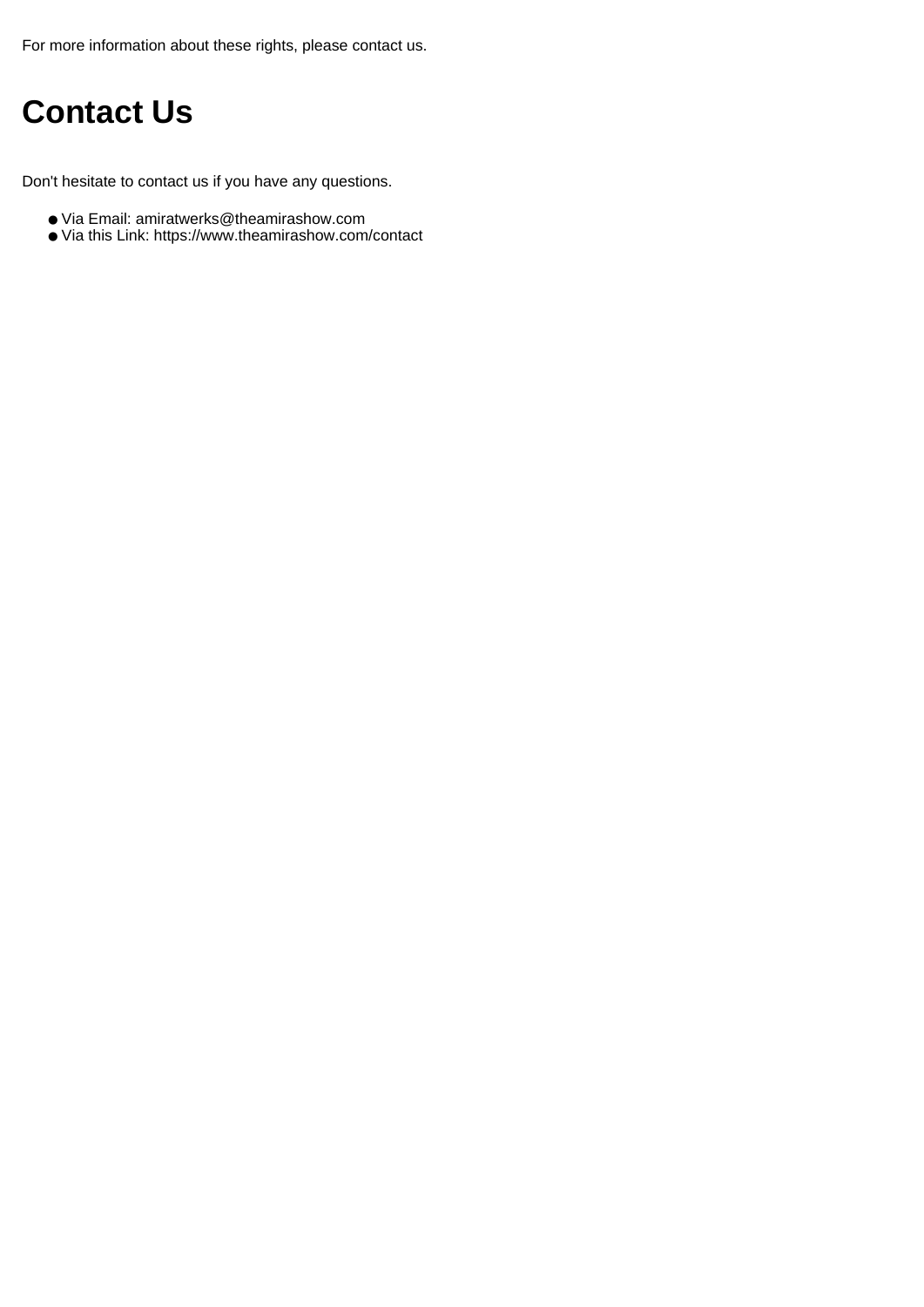For more information about these rights, please contact us.

## Contact Us

Don't hesitate to contact us if you have any questions.

- Via Email: amiratwerks@theamirashow.com
- Via this Link: https://www.theamirashow.com/contact